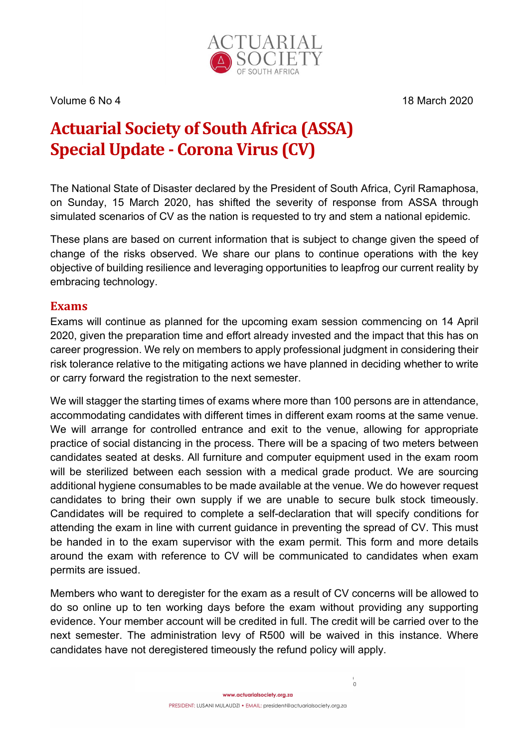Volume 6 No 4 18 March 2020

# Actuarial Society of South Africa (ASSA) Special Update - Corona Virus (CV)

The National State of Disaster declared by the President of South Africa, Cyril Ramaphosa, on Sunday, 15 March 2020, has shifted the severity of response from ASSA through simulated scenarios of CV as the nation is requested to try and stem a national epidemic.

These plans are based on current information that is subject to change given the speed of change of the risks observed. We share our plans to continue operations with the key objective of building resilience and leveraging opportunities to leapfrog our current reality by embracing technology.

## Exams

Exams will continue as planned for the upcoming exam session commencing on 14 April 2020, given the preparation time and effort already invested and the impact that this has on career progression. We rely on members to apply professional judgment in considering their risk tolerance relative to the mitigating actions we have planned in deciding whether to write or carry forward the registration to the next semester.

We will stagger the starting times of exams where more than 100 persons are in attendance, accommodating candidates with different times in different exam rooms at the same venue. We will arrange for controlled entrance and exit to the venue, allowing for appropriate practice of social distancing in the process. There will be a spacing of two meters between candidates seated at desks. All furniture and computer equipment used in the exam room will be sterilized between each session with a medical grade product. We are sourcing additional hygiene consumables to be made available at the venue. We do however request candidates to bring their own supply if we are unable to secure bulk stock timeously. Candidates will be required to complete a self-declaration that will specify conditions for attending the exam in line with current guidance in preventing the spread of CV. This must be handed in to the exam supervisor with the exam permit. This form and more details around the exam with reference to CV will be communicated to candidates when exam permits are issued.

Members who want to deregister for the exam as a result of CV concerns will be allowed to do so online up to ten working days before the exam without providing any supporting evidence. Your member account will be credited in full. The credit will be carried over to the next semester. The administration levy of R500 will be waived in this instance. Where candidates have not deregistered timeously the refund policy will apply.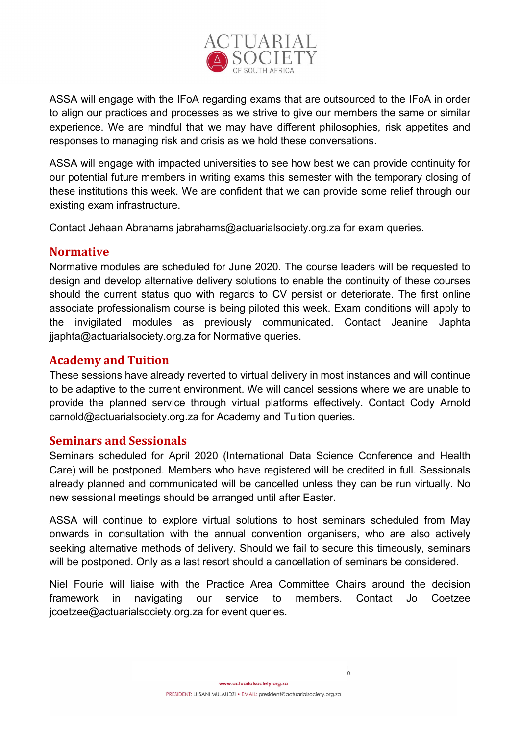ASSA will engage with the IFoA regarding exams that are outsourced to the IFoA in order to align our practices and processes as we strive to give our members the same or similar experience. We are mindful that we may have different philosophies, risk appetites and responses to managing risk and crisis as we hold these conversations.

ASSA will engage with impacted universities to see how best we can provide continuity for our potential future members in writing exams this semester with the temporary closing of these institutions this week. We are confident that we can provide some relief through our existing exam infrastructure.

Contact Jehaan Abrahams jabrahams@actuarialsociety.org.za for exam queries.

## Normative

Normative modules are scheduled for June 2020. The course leaders will be requested to design and develop alternative delivery solutions to enable the continuity of these courses should the current status quo with regards to CV persist or deteriorate. The first online associate professionalism course is being piloted this week. Exam conditions will apply to the invigilated modules as previously communicated. Contact Jeanine Japhta jjaphta@actuarialsociety.org.za for Normative queries.

## Academy and Tuition

These sessions have already reverted to virtual delivery in most instances and will continue to be adaptive to the current environment. We will cancel sessions where we are unable to provide the planned service through virtual platforms effectively. Contact Cody Arnold carnold@actuarialsociety.org.za for Academy and Tuition queries.

## Seminars and Sessionals

Seminars scheduled for April 2020 (International Data Science Conference and Health Care) will be postponed. Members who have registered will be credited in full. Sessionals already planned and communicated will be cancelled unless they can be run virtually. No new sessional meetings should be arranged until after Easter.

ASSA will continue to explore virtual solutions to host seminars scheduled from May onwards in consultation with the annual convention organisers, who are also actively seeking alternative methods of delivery. Should we fail to secure this timeously, seminars will be postponed. Only as a last resort should a cancellation of seminars be considered.

Niel Fourie will liaise with the Practice Area Committee Chairs around the decision framework in navigating our service to members. Contact Jo Coetzee jcoetzee@actuarialsociety.org.za for event queries.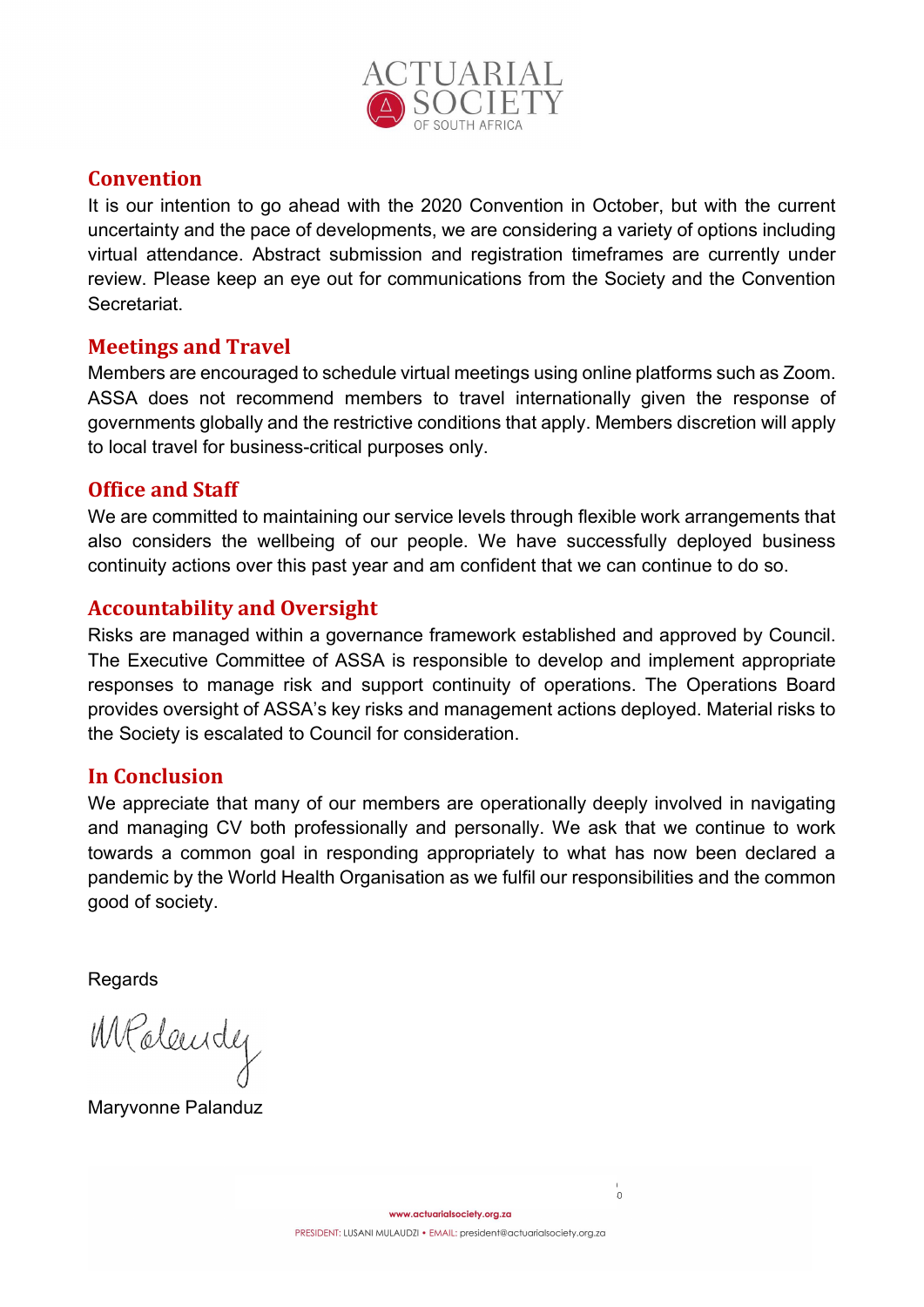## Convention

It is our intention to go ahead with the 2020 Convention in October, but with the current uncertainty and the pace of developments, we are considering a variety of options including virtual attendance. Abstract submission and registration timeframes are currently under review. Please keep an eye out for communications from the Society and the Convention Secretariat.

## Meetings and Travel

Members are encouraged to schedule virtual meetings using online platforms such as Zoom. ASSA does not recommend members to travel internationally given the response of governments globally and the restrictive conditions that apply. Members discretion will apply to local travel for business-critical purposes only.

## Office and Staff

We are committed to maintaining our service levels through flexible work arrangements that also considers the wellbeing of our people. We have successfully deployed business continuity actions over this past year and am confident that we can continue to do so.

## Accountability and Oversight

Risks are managed within a governance framework established and approved by Council. The Executive Committee of ASSA is responsible to develop and implement appropriate responses to manage risk and support continuity of operations. The Operations Board provides oversight of ASSA's key risks and management actions deployed. Material risks to the Society is escalated to Council for consideration.

## In Conclusion

We appreciate that many of our members are operationally deeply involved in navigating and managing CV both professionally and personally. We ask that we continue to work towards a common goal in responding appropriately to what has now been declared a pandemic by the World Health Organisation as we fulfil our responsibilities and the common good of society.

Regards

Maryvonne Palanduz